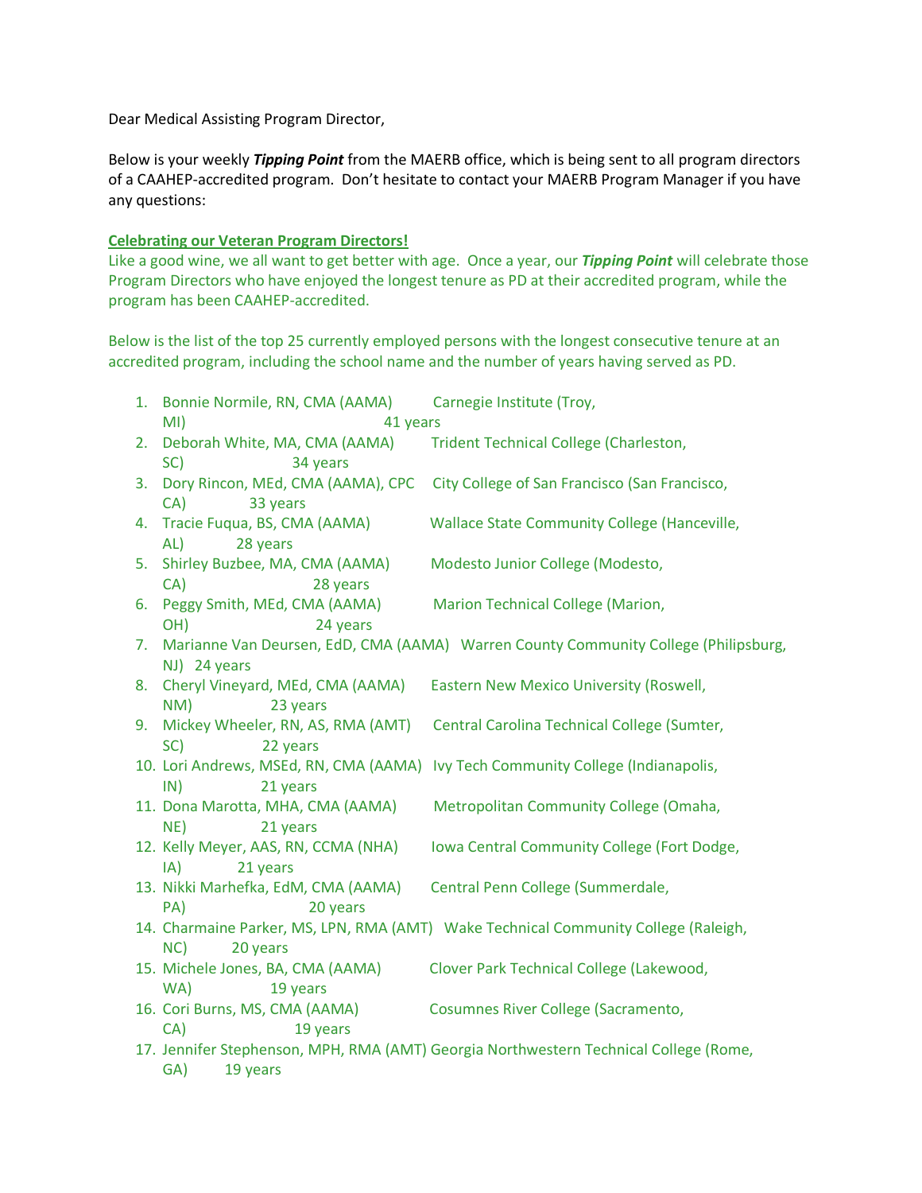Dear Medical Assisting Program Director,

Below is your weekly ***Tipping Point*** from the MAERB office, which is being sent to all program directors of a CAAHEP-accredited program. Don't hesitate to contact your MAERB Program Manager if you have any questions:

**Celebrating our Veteran Program Directors!**

Like a good wine, we all want to get better with age. Once a year, our ***Tipping Point*** will celebrate those Program Directors who have enjoyed the longest tenure as PD at their accredited program, while the program has been CAAHEP-accredited.

Below is the list of the top 25 currently employed persons with the longest consecutive tenure at an accredited program, including the school name and the number of years having served as PD.

1. Bonnie Normile, RN, CMA (AAMA) Carnegie Institute (Troy, MI) 41 years
2. Deborah White, MA, CMA (AAMA) Trident Technical College (Charleston, SC) 34 years
3. Dory Rincon, MEd, CMA (AAMA), CPC City College of San Francisco (San Francisco, CA) 33 years
4. Tracie Fuqua, BS, CMA (AAMA) Wallace State Community College (Hanceville, AL) 28 years
5. Shirley Buzbee, MA, CMA (AAMA) Modesto Junior College (Modesto, CA) 28 years
6. Peggy Smith, MEd, CMA (AAMA) Marion Technical College (Marion, OH) 24 years
7. Marianne Van Deursen, EdD, CMA (AAMA) Warren County Community College (Philipsburg, NJ) 24 years
8. Cheryl Vineyard, MEd, CMA (AAMA) Eastern New Mexico University (Roswell, NM) 23 years
9. Mickey Wheeler, RN, AS, RMA (AMT) Central Carolina Technical College (Sumter, SC) 22 years
10. Lori Andrews, MSEd, RN, CMA (AAMA) Ivy Tech Community College (Indianapolis, IN) 21 years
11. Dona Marotta, MHA, CMA (AAMA) Metropolitan Community College (Omaha, NE) 21 years
12. Kelly Meyer, AAS, RN, CCMA (NHA) Iowa Central Community College (Fort Dodge, IA) 21 years
13. Nikki Marhefka, EdM, CMA (AAMA) Central Penn College (Summerdale, PA) 20 years
14. Charmaine Parker, MS, LPN, RMA (AMT) Wake Technical Community College (Raleigh, NC) 20 years
15. Michele Jones, BA, CMA (AAMA) Clover Park Technical College (Lakewood, WA) 19 years
16. Cori Burns, MS, CMA (AAMA) Cosumnes River College (Sacramento, CA) 19 years
17. Jennifer Stephenson, MPH, RMA (AMT) Georgia Northwestern Technical College (Rome, GA) 19 years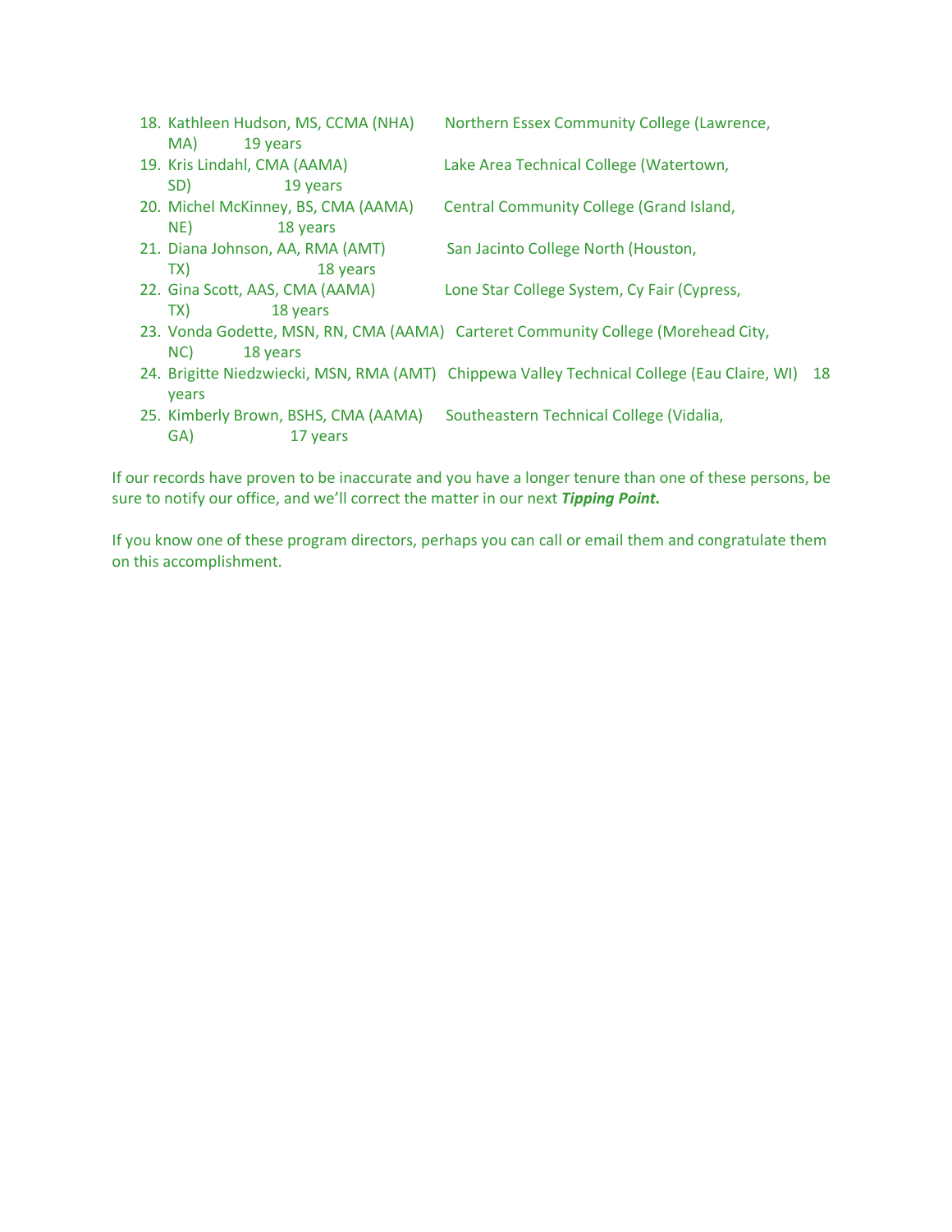18. Kathleen Hudson, MS, CCMA (NHA) Northern Essex Community College (Lawrence, MA) 19 years
19. Kris Lindahl, CMA (AAMA) Lake Area Technical College (Watertown, SD) 19 years
20. Michel McKinney, BS, CMA (AAMA) Central Community College (Grand Island, NE) 18 years
21. Diana Johnson, AA, RMA (AMT) San Jacinto College North (Houston, TX) 18 years
22. Gina Scott, AAS, CMA (AAMA) Lone Star College System, Cy Fair (Cypress, TX) 18 years
23. Vonda Godette, MSN, RN, CMA (AAMA) Carteret Community College (Morehead City, NC) 18 years
24. Brigitte Niedzwiecki, MSN, RMA (AMT) Chippewa Valley Technical College (Eau Claire, WI) 18 years
25. Kimberly Brown, BSHS, CMA (AAMA) Southeastern Technical College (Vidalia, GA) 17 years

If our records have proven to be inaccurate and you have a longer tenure than one of these persons, be sure to notify our office, and we'll correct the matter in our next ***Tipping Point.***

If you know one of these program directors, perhaps you can call or email them and congratulate them on this accomplishment.